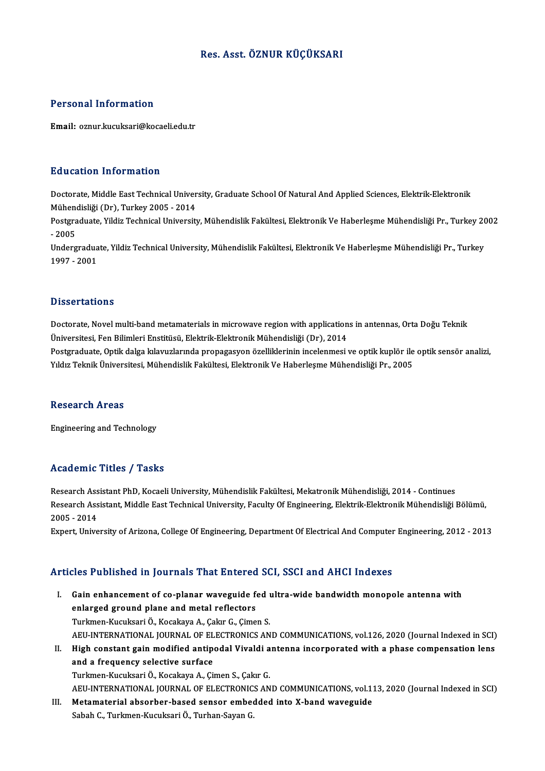# Res. Asst. ÖZNUR KÜÇÜKSARI

## Personal Information

**Email:** oznur.kucuksari@kocaeli.edu.tr

## Education Information

Doctorate, Middle East Technical University, Graduate School Of Natural And Applied Sciences, Elektrik-Elektronik Mühendisliği (Dr), Turkey 2005 - 2014

Postgraduate, Yildiz Technical University, Mühendislik Fakültesi, Elektronik Ve Haberleşme Mühendisliği Pr., Turkey 2002 - 2005

Undergraduate, Yildiz Technical University, Mühendislik Fakültesi, Elektronik Ve Haberleşme Mühendisliği Pr., Turkey 1997 - 2001

## Dissertations

Doctorate, Novel multi-band metamaterials in microwave region with applications in antennas, Orta Doğu Teknik Üniversitesi, Fen Bilimleri Enstitüsü, Elektrik-Elektronik Mühendisliği (Dr), 2014

Postgraduate, Optik dalga kılavuzlarında propagasyon özelliklerinin incelenmesi ve optik kuplör ile optik sensör analizi, Yıldız Teknik Üniversitesi, Mühendislik Fakültesi, Elektronik Ve Haberleşme Mühendisliği Pr., 2005

## Research Areas

Engineering and Technology

## Academic Titles / Tasks

Research Assistant PhD, Kocaeli University, Mühendislik Fakültesi, Mekatronik Mühendisliği, 2014 - Continues

Research Assistant, Middle East Technical University, Faculty Of Engineering, Elektrik-Elektronik Mühendisliği Bölümü, 2005 - 2014

Expert, University of Arizona, College Of Engineering, Department Of Electrical And Computer Engineering, 2012 - 2013

## Articles Published in Journals That Entered SCI, SSCI and AHCI Indexes

I. **Gain enhancement of co-planar waveguide fed ultra-wide bandwidth monopole antenna with enlarged ground plane and metal reflectors**
   Turkmen-Kucuksari Ö., Kocakaya A., Çakır G., Çimen S.
   AEU-INTERNATIONAL JOURNAL OF ELECTRONICS AND COMMUNICATIONS, vol.126, 2020 (Journal Indexed in SCI)

II. **High constant gain modified antipodal Vivaldi antenna incorporated with a phase compensation lens and a frequency selective surface**
   Turkmen-Kucuksari Ö., Kocakaya A., Çimen S., Çakır G.
   AEU-INTERNATIONAL JOURNAL OF ELECTRONICS AND COMMUNICATIONS, vol.113, 2020 (Journal Indexed in SCI)

III. **Metamaterial absorber-based sensor embedded into X-band waveguide**
   Sabah C., Turkmen-Kucuksari Ö., Turhan-Sayan G.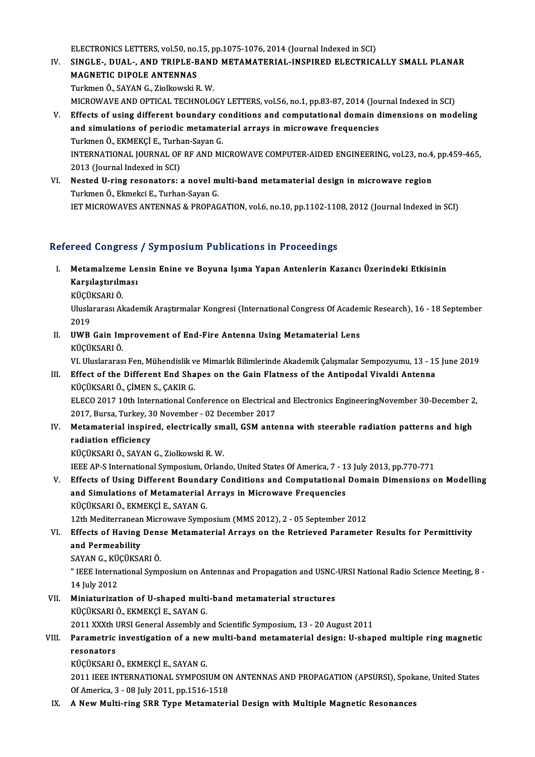ELECTRONICS LETTERS, vol.50, no.15, pp.1075-1076, 2014 (Journal Indexed in SCI)

IV. **SINGLE-, DUAL-, AND TRIPLE-BAND METAMATERIAL-INSPIRED ELECTRICALLY SMALL PLANAR MAGNETIC DIPOLE ANTENNAS**
Turkmen Ö., SAYAN G., Ziolkowski R. W.
MICROWAVE AND OPTICAL TECHNOLOGY LETTERS, vol.56, no.1, pp.83-87, 2014 (Journal Indexed in SCI)

V. **Effects of using different boundary conditions and computational domain dimensions on modeling and simulations of periodic metamaterial arrays in microwave frequencies**
Turkmen Ö., EKMEKÇİ E., Turhan-Sayan G.
INTERNATIONAL JOURNAL OF RF AND MICROWAVE COMPUTER-AIDED ENGINEERING, vol.23, no.4, pp.459-465, 2013 (Journal Indexed in SCI)

VI. **Nested U-ring resonators: a novel multi-band metamaterial design in microwave region**
Turkmen Ö., Ekmekci E., Turhan-Sayan G.
IET MICROWAVES ANTENNAS & PROPAGATION, vol.6, no.10, pp.1102-1108, 2012 (Journal Indexed in SCI)

## Refereed Congress / Symposium Publications in Proceedings

I. **Metamalzeme Lensin Enine ve Boyuna Işıma Yapan Antenlerin Kazancı Üzerindeki Etkisinin Karşılaştırılması**
KÜÇÜKSARI Ö.
Uluslararası Akademik Araştırmalar Kongresi (International Congress Of Academic Research), 16 - 18 September 2019

II. **UWB Gain Improvement of End-Fire Antenna Using Metamaterial Lens**
KÜÇÜKSARI Ö.
VI. Uluslararası Fen, Mühendislik ve Mimarlık Bilimlerinde Akademik Çalışmalar Sempozyumu, 13 - 15 June 2019

III. **Effect of the Different End Shapes on the Gain Flatness of the Antipodal Vivaldi Antenna**
KÜÇÜKSARI Ö., ÇİMEN S., ÇAKIR G.
ELECO 2017 10th International Conference on Electrical and Electronics EngineeringNovember 30-December 2, 2017, Bursa, Turkey, 30 November - 02 December 2017

IV. **Metamaterial inspired, electrically small, GSM antenna with steerable radiation patterns and high radiation efficiency**
KÜÇÜKSARI Ö., SAYAN G., Ziolkowski R. W.
IEEE AP-S International Symposium, Orlando, United States Of America, 7 - 13 July 2013, pp.770-771

V. **Effects of Using Different Boundary Conditions and Computational Domain Dimensions on Modelling and Simulations of Metamaterial Arrays in Microwave Frequencies**
KÜÇÜKSARI Ö., EKMEKÇİ E., SAYAN G.
12th Mediterranean Microwave Symposium (MMS 2012), 2 - 05 September 2012

VI. **Effects of Having Dense Metamaterial Arrays on the Retrieved Parameter Results for Permittivity and Permeability**
SAYAN G., KÜÇÜKSARI Ö.
" IEEE International Symposium on Antennas and Propagation and USNC-URSI National Radio Science Meeting, 8 - 14 July 2012

VII. **Miniaturization of U-shaped multi-band metamaterial structures**
KÜÇÜKSARI Ö., EKMEKÇİ E., SAYAN G.
2011 XXXth URSI General Assembly and Scientific Symposium, 13 - 20 August 2011

VIII. **Parametric investigation of a new multi-band metamaterial design: U-shaped multiple ring magnetic resonators**
KÜÇÜKSARI Ö., EKMEKÇİ E., SAYAN G.
2011 IEEE INTERNATIONAL SYMPOSIUM ON ANTENNAS AND PROPAGATION (APSURSI), Spokane, United States Of America, 3 - 08 July 2011, pp.1516-1518

IX. **A New Multi-ring SRR Type Metamaterial Design with Multiple Magnetic Resonances**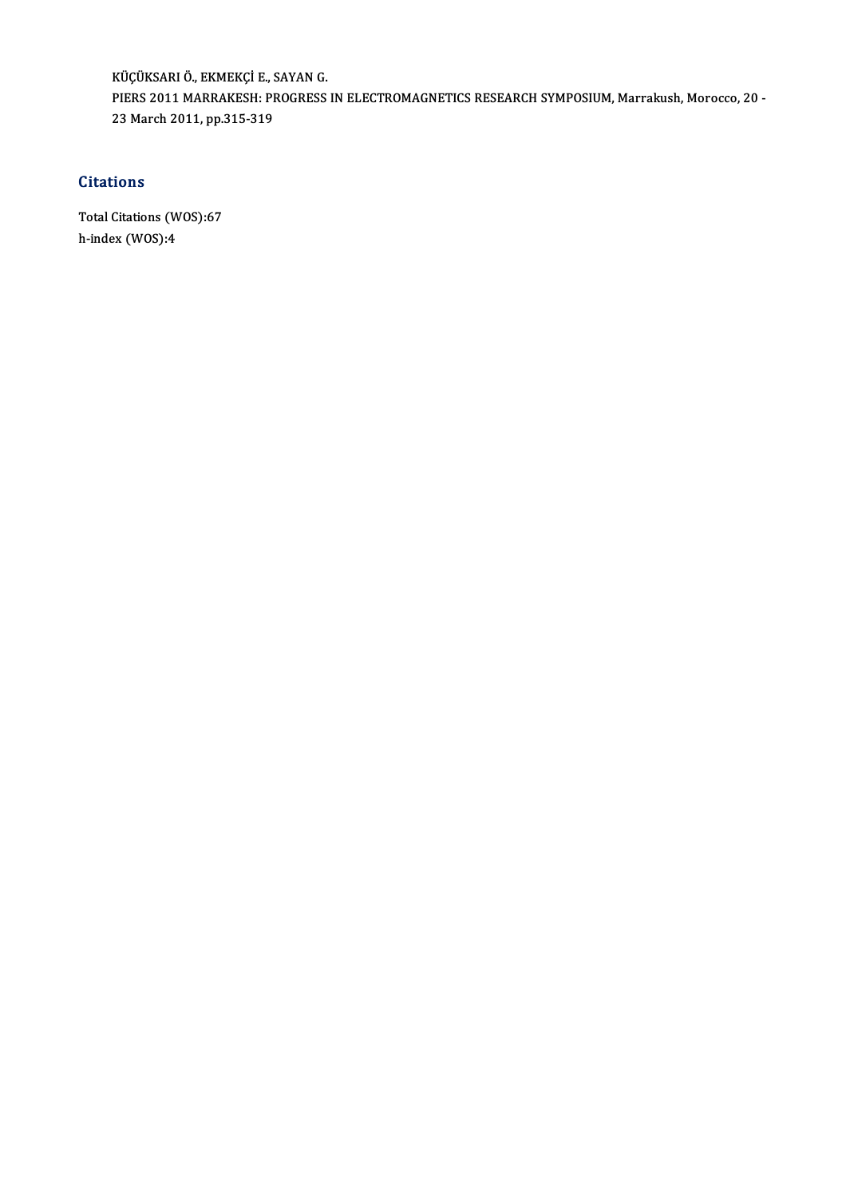KÜÇÜKSARI Ö., EKMEKÇİ E., SAYAN G.
PIERS 2011 MARRAKESH: PROGRESS IN ELECTROMAGNETICS RESEARCH SYMPOSIUM, Marrakush, Morocco, 20 - 23 March 2011, pp.315-319

## Citations

Total Citations (WOS):67
h-index (WOS):4